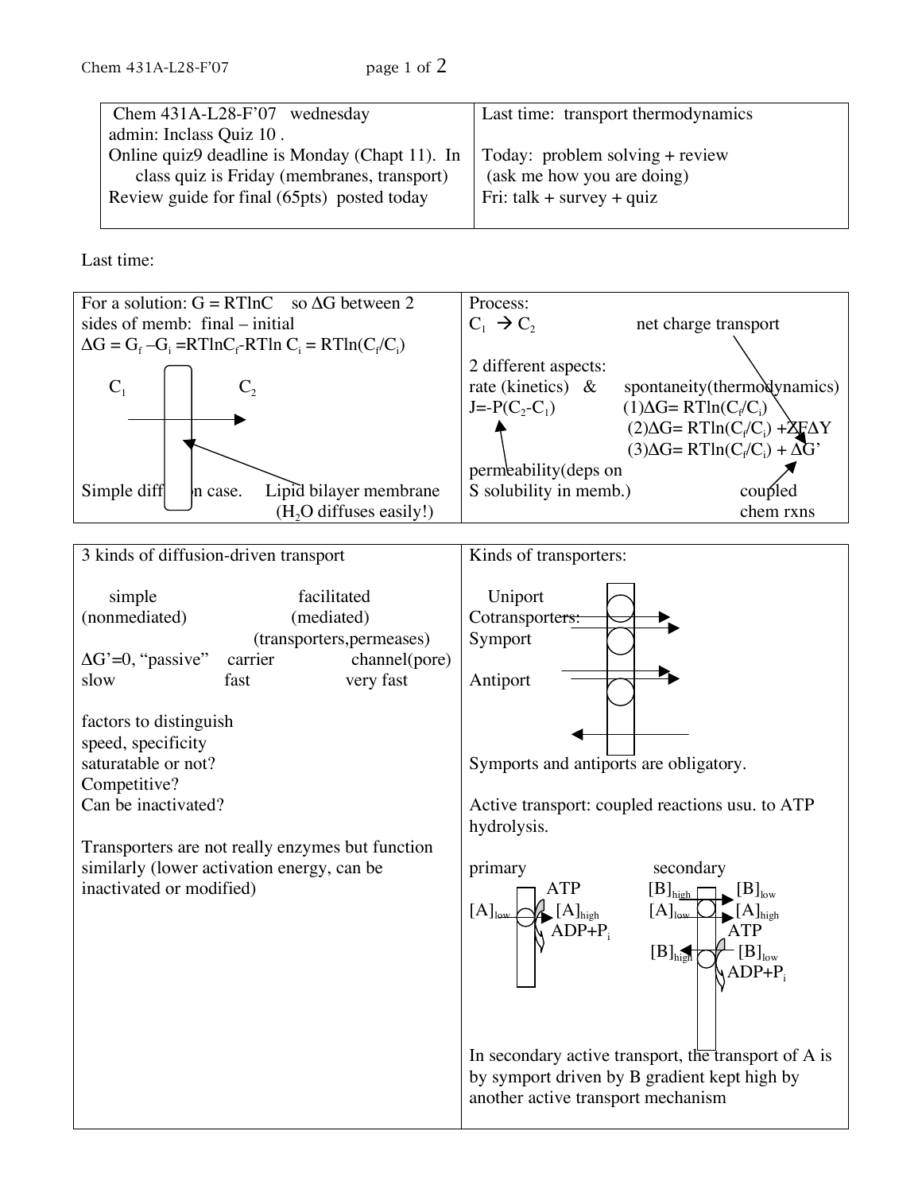| Chem 431A-L28-F'07 wednesday<br>admin: Inclass Quiz 10 .<br>Online quiz9 deadline is Monday (Chapt 11). In class quiz is Friday (membranes, transport)<br>Review guide for final (65pts) posted today | Last time: transport thermodynamics<br><br>Today: problem solving + review<br>(ask me how you are doing)<br>Fri: talk + survey + quiz |
|---|---|

Last time:

For a solution: $G = RT\ln C$ so $\Delta G$ between 2 sides of memb: final – initial

$\Delta G = G_f - G_i = RT\ln C_f - RT\ln C_i = RT\ln(C_f/C_i)$

$C_1$ → $C_2$

Simple diffusion case. Lipid bilayer membrane ($H_2O$ diffuses easily!)

Process:

$C_1 \rightarrow C_2$ net charge transport

2 different aspects:

rate (kinetics) & spontaneity(thermodynamics)

$J = -P(C_2 - C_1)$

(1) $\Delta G = RT\ln(C_f/C_i)$

(2) $\Delta G = RT\ln(C_f/C_i) + ZF\Delta Y$

(3) $\Delta G = RT\ln(C_f/C_i) + \Delta G'$

permeability(deps on S solubility in memb.)

coupled chem rxns

3 kinds of diffusion-driven transport

| simple (nonmediated) | facilitated (mediated) (transporters,permeases) | |
|---|---|---|
| $\Delta G'=0$, "passive" | carrier | channel(pore) |
| slow | fast | very fast |

factors to distinguish
speed, specificity
saturatable or not?
Competitive?
Can be inactivated?

Transporters are not really enzymes but function similarly (lower activation energy, can be inactivated or modified)

Kinds of transporters:

Uniport
Cotransporters:
Symport

Antiport

Symports and antiports are obligatory.

Active transport: coupled reactions usu. to ATP hydrolysis.

primary: $[A]_{low}$ → $[A]_{high}$ (ATP → ADP+$P_i$)

secondary: $[B]_{high}$ → $[B]_{low}$; $[A]_{low}$ → $[A]_{high}$; $[B]_{low}$ → $[B]_{high}$ (ATP → ADP+$P_i$)

In secondary active transport, the transport of A is by symport driven by B gradient kept high by another active transport mechanism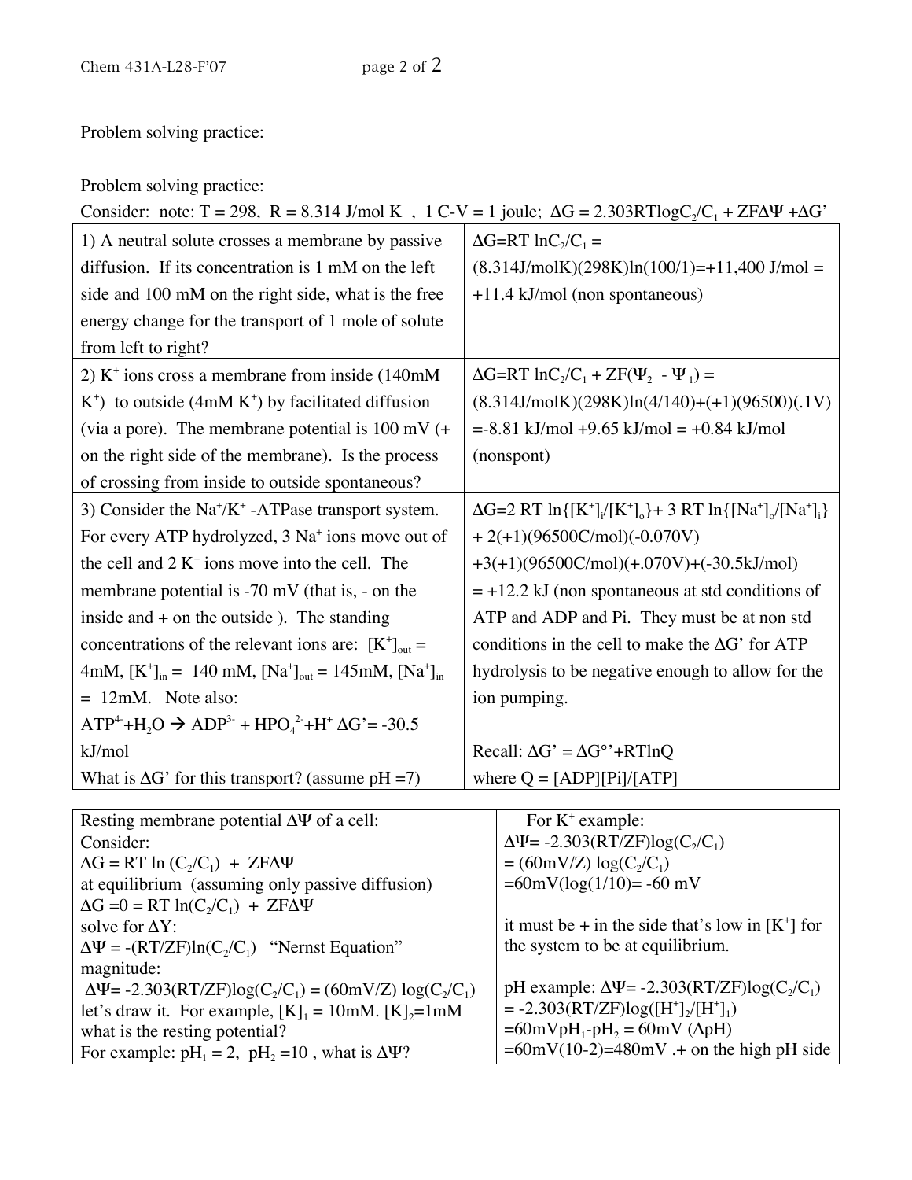Problem solving practice:

Problem solving practice:

Consider: note: T = 298, R = 8.314 J/mol K , 1 C-V = 1 joule; $\Delta G = 2.303RT\log C_2/C_1 + ZF\Delta\Psi + \Delta G'$

| | |
|---|---|
| 1) A neutral solute crosses a membrane by passive diffusion. If its concentration is 1 mM on the left side and 100 mM on the right side, what is the free energy change for the transport of 1 mole of solute from left to right? | $\Delta G = RT \ln C_2/C_1 =$ (8.314J/molK)(298K)ln(100/1)=+11,400 J/mol = +11.4 kJ/mol (non spontaneous) |
| 2) $K^+$ ions cross a membrane from inside (140mM $K^+$) to outside (4mM $K^+$) by facilitated diffusion (via a pore). The membrane potential is 100 mV (+ on the right side of the membrane). Is the process of crossing from inside to outside spontaneous? | $\Delta G = RT \ln C_2/C_1 + ZF(\Psi_2 - \Psi_1) =$ (8.314J/molK)(298K)ln(4/140)+(+1)(96500)(.1V) =-8.81 kJ/mol +9.65 kJ/mol = +0.84 kJ/mol (nonspont) |
| 3) Consider the $Na^+/K^+$ -ATPase transport system. For every ATP hydrolyzed, 3 $Na^+$ ions move out of the cell and 2 $K^+$ ions move into the cell. The membrane potential is -70 mV (that is, - on the inside and + on the outside ). The standing concentrations of the relevant ions are: $[K^+]_{out}$ = 4mM, $[K^+]_{in}$ = 140 mM, $[Na^+]_{out}$ = 145mM, $[Na^+]_{in}$ = 12mM. Note also: $ATP^{4-} + H_2O \rightarrow ADP^{3-} + HPO_4^{2-} + H^+$ $\Delta G'$= -30.5 kJ/mol What is $\Delta G'$ for this transport? (assume pH =7) | $\Delta G = 2\ RT \ln\{[K^+]_i/[K^+]_o\} + 3\ RT \ln\{[Na^+]_o/[Na^+]_i\}$ + 2(+1)(96500C/mol)(-0.070V) +3(+1)(96500C/mol)(+.070V)+(-30.5kJ/mol) = +12.2 kJ (non spontaneous at std conditions of ATP and ADP and Pi. They must be at non std conditions in the cell to make the $\Delta G'$ for ATP hydrolysis to be negative enough to allow for the ion pumping. <br><br> Recall: $\Delta G' = \Delta G°' + RT\ln Q$ where Q = [ADP][Pi]/[ATP] |

| | |
|---|---|
| Resting membrane potential $\Delta\Psi$ of a cell: <br> Consider: <br> $\Delta G = RT \ln (C_2/C_1) + ZF\Delta\Psi$ <br> at equilibrium (assuming only passive diffusion) <br> $\Delta G = 0 = RT \ln(C_2/C_1) + ZF\Delta\Psi$ <br> solve for $\Delta Y$: <br> $\Delta\Psi = -(RT/ZF)\ln(C_2/C_1)$ "Nernst Equation" <br> magnitude: <br> $\Delta\Psi = -2.303(RT/ZF)\log(C_2/C_1) = (60mV/Z)\log(C_2/C_1)$ <br> let's draw it. For example, $[K]_1$ = 10mM. $[K]_2$=1mM what is the resting potential? <br> For example: $pH_1 = 2$, $pH_2 = 10$ , what is $\Delta\Psi$? | For $K^+$ example: <br> $\Delta\Psi = -2.303(RT/ZF)\log(C_2/C_1)$ <br> $= (60mV/Z)\log(C_2/C_1)$ <br> =60mV(log(1/10)= -60 mV <br><br> it must be + in the side that's low in $[K^+]$ for the system to be at equilibrium. <br><br> pH example: $\Delta\Psi = -2.303(RT/ZF)\log(C_2/C_1)$ <br> $= -2.303(RT/ZF)\log([H^+]_2/[H^+]_1)$ <br> $= 60mV pH_1 - pH_2 = 60mV\ (\Delta pH)$ <br> =60mV(10-2)=480mV .+ on the high pH side |